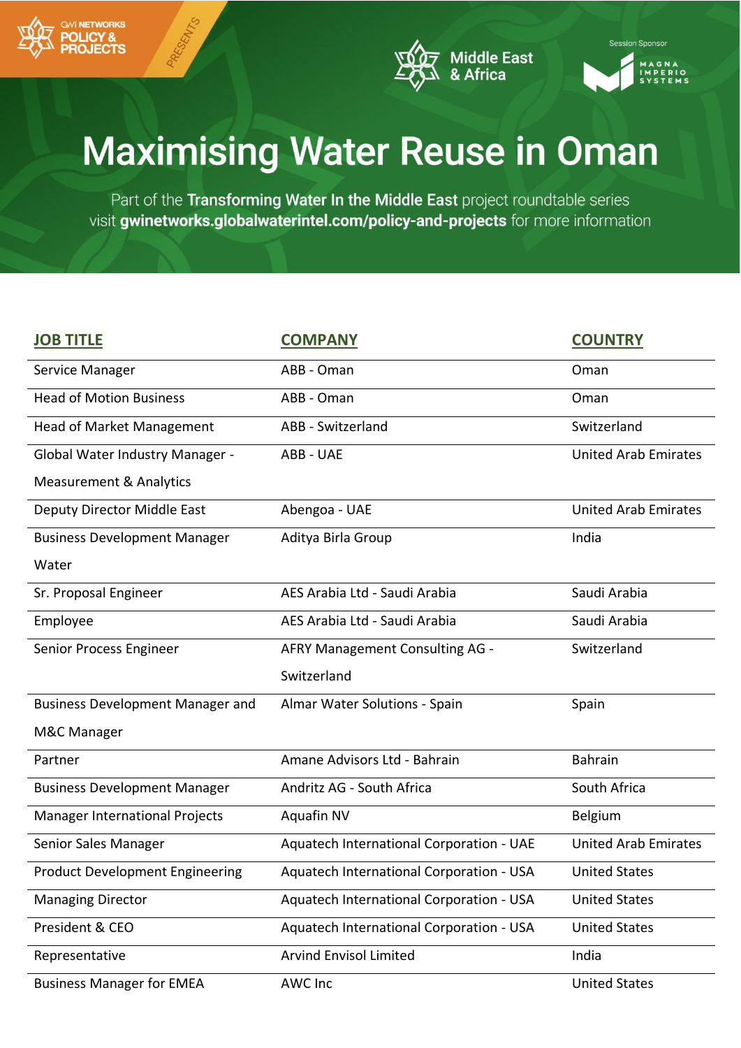GWI NETWORKS POLICY & PROJECTS PRESENTS

Middle East & Africa

Session Sponsor MAGNA IMPERIO SYSTEMS

# Maximising Water Reuse in Oman

Part of the **Transforming Water In the Middle East** project roundtable series visit **gwinetworks.globalwaterintel.com/policy-and-projects** for more information

| JOB TITLE | COMPANY | COUNTRY |
|---|---|---|
| Service Manager | ABB - Oman | Oman |
| Head of Motion Business | ABB - Oman | Oman |
| Head of Market Management | ABB - Switzerland | Switzerland |
| Global Water Industry Manager - Measurement & Analytics | ABB - UAE | United Arab Emirates |
| Deputy Director Middle East | Abengoa - UAE | United Arab Emirates |
| Business Development Manager Water | Aditya Birla Group | India |
| Sr. Proposal Engineer | AES Arabia Ltd - Saudi Arabia | Saudi Arabia |
| Employee | AES Arabia Ltd - Saudi Arabia | Saudi Arabia |
| Senior Process Engineer | AFRY Management Consulting AG - Switzerland | Switzerland |
| Business Development Manager and M&C Manager | Almar Water Solutions - Spain | Spain |
| Partner | Amane Advisors Ltd - Bahrain | Bahrain |
| Business Development Manager | Andritz AG - South Africa | South Africa |
| Manager International Projects | Aquafin NV | Belgium |
| Senior Sales Manager | Aquatech International Corporation - UAE | United Arab Emirates |
| Product Development Engineering | Aquatech International Corporation - USA | United States |
| Managing Director | Aquatech International Corporation - USA | United States |
| President & CEO | Aquatech International Corporation - USA | United States |
| Representative | Arvind Envisol Limited | India |
| Business Manager for EMEA | AWC Inc | United States |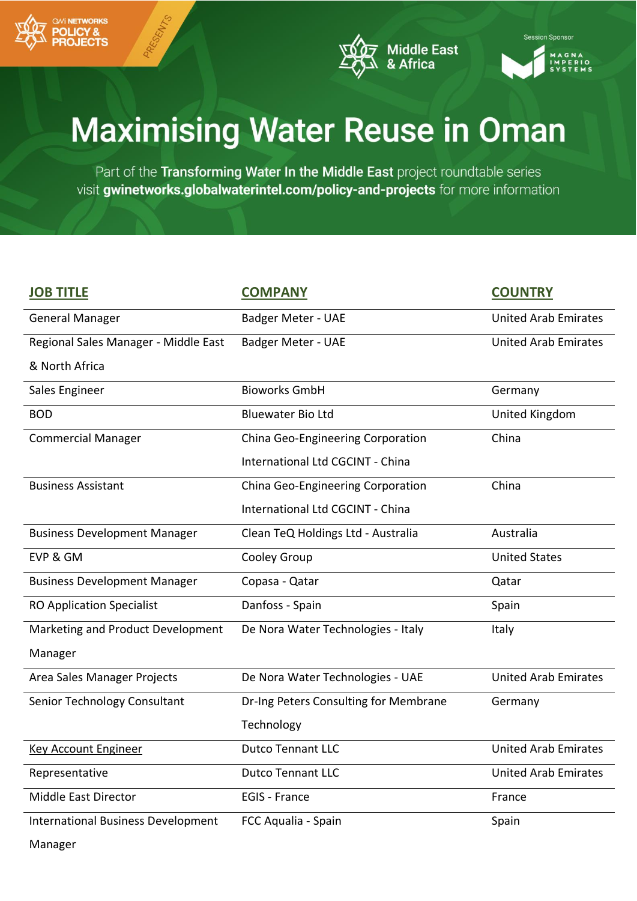# Maximising Water Reuse in Oman

Part of the **Transforming Water In the Middle East** project roundtable series
visit **gwinetworks.globalwaterintel.com/policy-and-projects** for more information

| JOB TITLE | COMPANY | COUNTRY |
|---|---|---|
| General Manager | Badger Meter - UAE | United Arab Emirates |
| Regional Sales Manager - Middle East & North Africa | Badger Meter - UAE | United Arab Emirates |
| Sales Engineer | Bioworks GmbH | Germany |
| BOD | Bluewater Bio Ltd | United Kingdom |
| Commercial Manager | China Geo-Engineering Corporation International Ltd CGCINT - China | China |
| Business Assistant | China Geo-Engineering Corporation International Ltd CGCINT - China | China |
| Business Development Manager | Clean TeQ Holdings Ltd - Australia | Australia |
| EVP & GM | Cooley Group | United States |
| Business Development Manager | Copasa - Qatar | Qatar |
| RO Application Specialist | Danfoss - Spain | Spain |
| Marketing and Product Development Manager | De Nora Water Technologies - Italy | Italy |
| Area Sales Manager Projects | De Nora Water Technologies - UAE | United Arab Emirates |
| Senior Technology Consultant | Dr-Ing Peters Consulting for Membrane Technology | Germany |
| Key Account Engineer | Dutco Tennant LLC | United Arab Emirates |
| Representative | Dutco Tennant LLC | United Arab Emirates |
| Middle East Director | EGIS - France | France |
| International Business Development Manager | FCC Aqualia - Spain | Spain |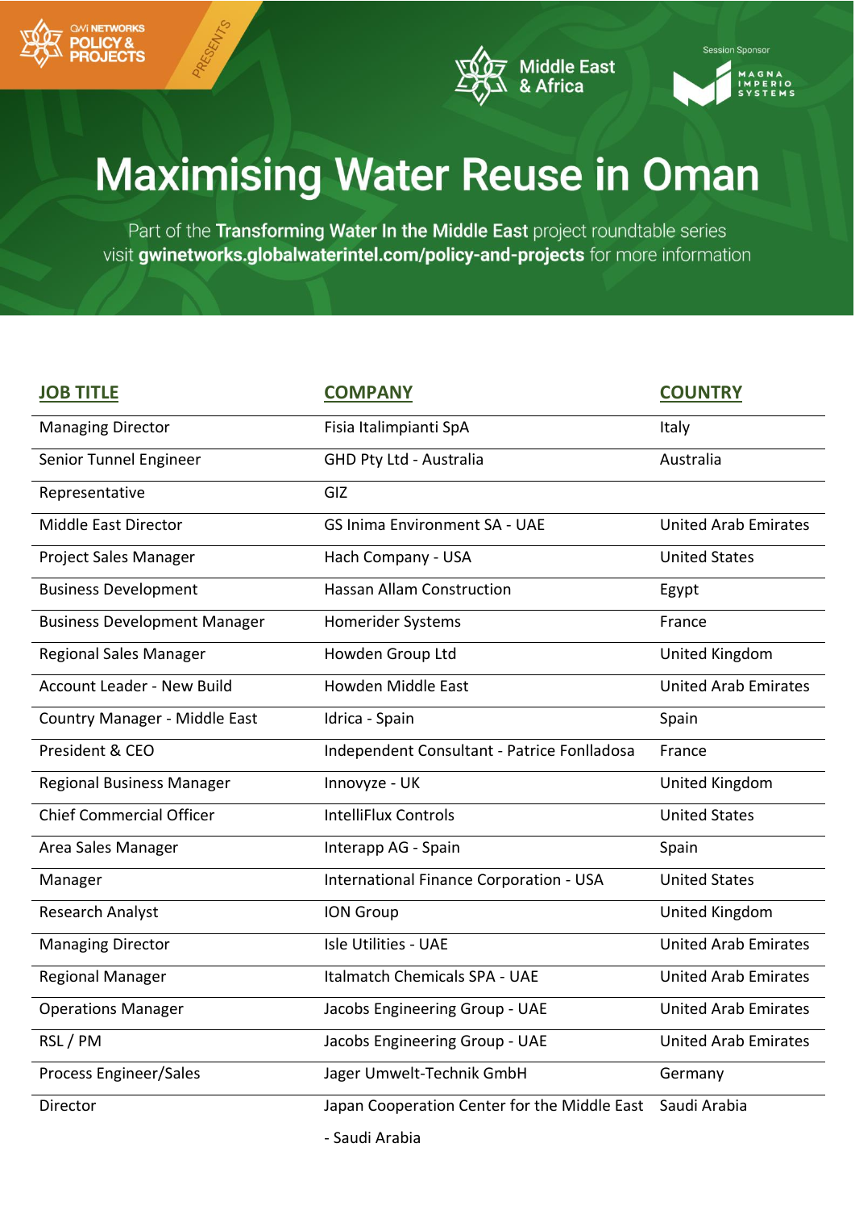# Maximising Water Reuse in Oman

Part of the **Transforming Water In the Middle East** project roundtable series visit **gwinetworks.globalwaterintel.com/policy-and-projects** for more information

| JOB TITLE | COMPANY | COUNTRY |
| --- | --- | --- |
| Managing Director | Fisia Italimpianti SpA | Italy |
| Senior Tunnel Engineer | GHD Pty Ltd - Australia | Australia |
| Representative | GIZ | |
| Middle East Director | GS Inima Environment SA - UAE | United Arab Emirates |
| Project Sales Manager | Hach Company - USA | United States |
| Business Development | Hassan Allam Construction | Egypt |
| Business Development Manager | Homerider Systems | France |
| Regional Sales Manager | Howden Group Ltd | United Kingdom |
| Account Leader - New Build | Howden Middle East | United Arab Emirates |
| Country Manager - Middle East | Idrica - Spain | Spain |
| President & CEO | Independent Consultant - Patrice Fonlladosa | France |
| Regional Business Manager | Innovyze - UK | United Kingdom |
| Chief Commercial Officer | IntelliFlux Controls | United States |
| Area Sales Manager | Interapp AG - Spain | Spain |
| Manager | International Finance Corporation - USA | United States |
| Research Analyst | ION Group | United Kingdom |
| Managing Director | Isle Utilities - UAE | United Arab Emirates |
| Regional Manager | Italmatch Chemicals SPA - UAE | United Arab Emirates |
| Operations Manager | Jacobs Engineering Group - UAE | United Arab Emirates |
| RSL / PM | Jacobs Engineering Group - UAE | United Arab Emirates |
| Process Engineer/Sales | Jager Umwelt-Technik GmbH | Germany |
| Director | Japan Cooperation Center for the Middle East - Saudi Arabia | Saudi Arabia |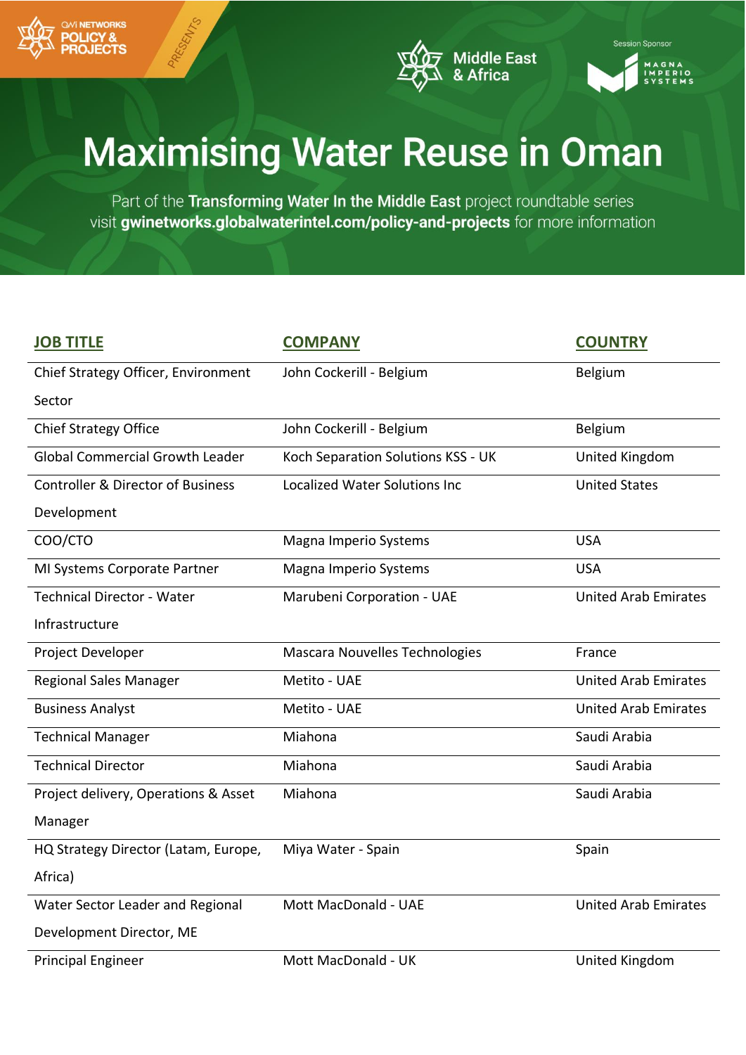# Maximising Water Reuse in Oman

Part of the **Transforming Water In the Middle East** project roundtable series
visit **gwinetworks.globalwaterintel.com/policy-and-projects** for more information

| JOB TITLE | COMPANY | COUNTRY |
|---|---|---|
| Chief Strategy Officer, Environment Sector | John Cockerill - Belgium | Belgium |
| Chief Strategy Office | John Cockerill - Belgium | Belgium |
| Global Commercial Growth Leader | Koch Separation Solutions KSS - UK | United Kingdom |
| Controller & Director of Business Development | Localized Water Solutions Inc | United States |
| COO/CTO | Magna Imperio Systems | USA |
| MI Systems Corporate Partner | Magna Imperio Systems | USA |
| Technical Director - Water Infrastructure | Marubeni Corporation - UAE | United Arab Emirates |
| Project Developer | Mascara Nouvelles Technologies | France |
| Regional Sales Manager | Metito - UAE | United Arab Emirates |
| Business Analyst | Metito - UAE | United Arab Emirates |
| Technical Manager | Miahona | Saudi Arabia |
| Technical Director | Miahona | Saudi Arabia |
| Project delivery, Operations & Asset Manager | Miahona | Saudi Arabia |
| HQ Strategy Director (Latam, Europe, Africa) | Miya Water - Spain | Spain |
| Water Sector Leader and Regional Development Director, ME | Mott MacDonald - UAE | United Arab Emirates |
| Principal Engineer | Mott MacDonald - UK | United Kingdom |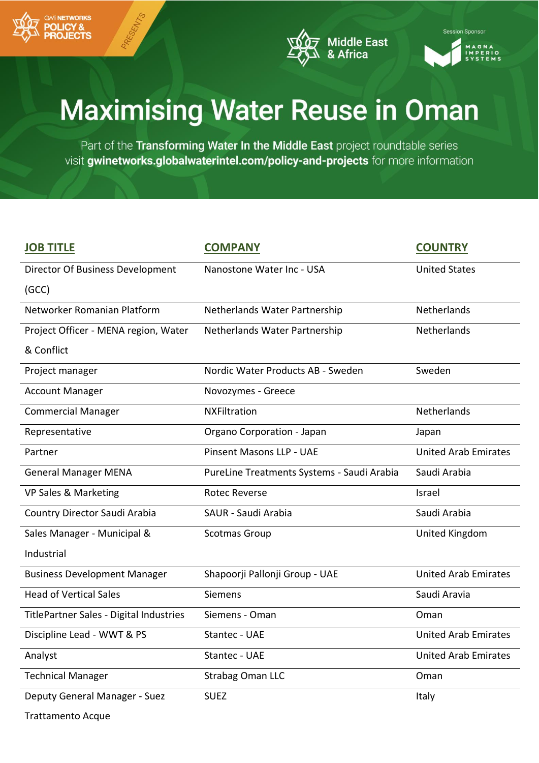# Maximising Water Reuse in Oman

Part of the **Transforming Water In the Middle East** project roundtable series
visit **gwinetworks.globalwaterintel.com/policy-and-projects** for more information

| JOB TITLE | COMPANY | COUNTRY |
|---|---|---|
| Director Of Business Development (GCC) | Nanostone Water Inc - USA | United States |
| Networker Romanian Platform | Netherlands Water Partnership | Netherlands |
| Project Officer - MENA region, Water & Conflict | Netherlands Water Partnership | Netherlands |
| Project manager | Nordic Water Products AB - Sweden | Sweden |
| Account Manager | Novozymes - Greece | |
| Commercial Manager | NXFiltration | Netherlands |
| Representative | Organo Corporation - Japan | Japan |
| Partner | Pinsent Masons LLP - UAE | United Arab Emirates |
| General Manager MENA | PureLine Treatments Systems - Saudi Arabia | Saudi Arabia |
| VP Sales & Marketing | Rotec Reverse | Israel |
| Country Director Saudi Arabia | SAUR - Saudi Arabia | Saudi Arabia |
| Sales Manager - Municipal & Industrial | Scotmas Group | United Kingdom |
| Business Development Manager | Shapoorji Pallonji Group - UAE | United Arab Emirates |
| Head of Vertical Sales | Siemens | Saudi Aravia |
| TitlePartner Sales - Digital Industries | Siemens - Oman | Oman |
| Discipline Lead - WWT & PS | Stantec - UAE | United Arab Emirates |
| Analyst | Stantec - UAE | United Arab Emirates |
| Technical Manager | Strabag Oman LLC | Oman |
| Deputy General Manager - Suez Trattamento Acque | SUEZ | Italy |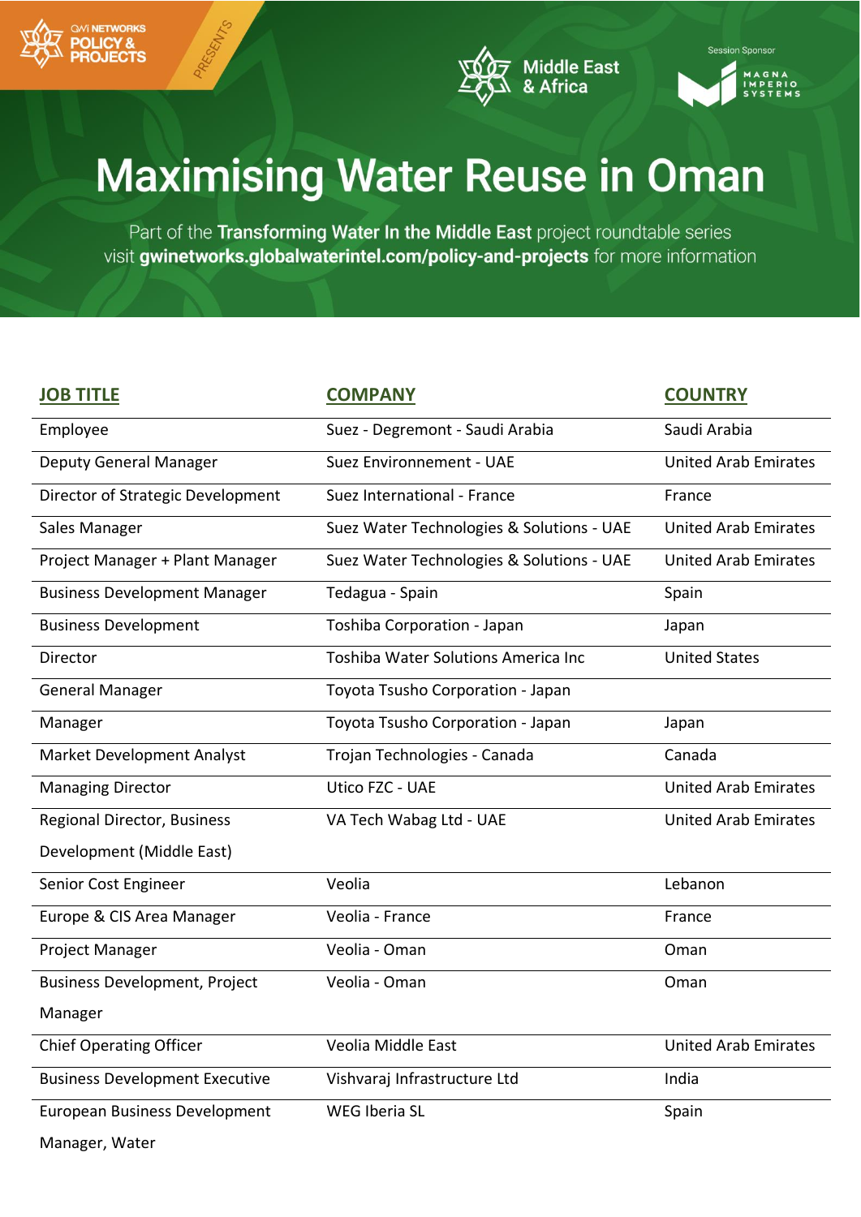# Maximising Water Reuse in Oman

Part of the **Transforming Water In the Middle East** project roundtable series
visit **gwinetworks.globalwaterintel.com/policy-and-projects** for more information

| JOB TITLE | COMPANY | COUNTRY |
|---|---|---|
| Employee | Suez - Degremont - Saudi Arabia | Saudi Arabia |
| Deputy General Manager | Suez Environnement - UAE | United Arab Emirates |
| Director of Strategic Development | Suez International - France | France |
| Sales Manager | Suez Water Technologies & Solutions - UAE | United Arab Emirates |
| Project Manager + Plant Manager | Suez Water Technologies & Solutions - UAE | United Arab Emirates |
| Business Development Manager | Tedagua - Spain | Spain |
| Business Development | Toshiba Corporation - Japan | Japan |
| Director | Toshiba Water Solutions America Inc | United States |
| General Manager | Toyota Tsusho Corporation - Japan | |
| Manager | Toyota Tsusho Corporation - Japan | Japan |
| Market Development Analyst | Trojan Technologies - Canada | Canada |
| Managing Director | Utico FZC - UAE | United Arab Emirates |
| Regional Director, Business Development (Middle East) | VA Tech Wabag Ltd - UAE | United Arab Emirates |
| Senior Cost Engineer | Veolia | Lebanon |
| Europe & CIS Area Manager | Veolia - France | France |
| Project Manager | Veolia - Oman | Oman |
| Business Development, Project Manager | Veolia - Oman | Oman |
| Chief Operating Officer | Veolia Middle East | United Arab Emirates |
| Business Development Executive | Vishvaraj Infrastructure Ltd | India |
| European Business Development Manager, Water | WEG Iberia SL | Spain |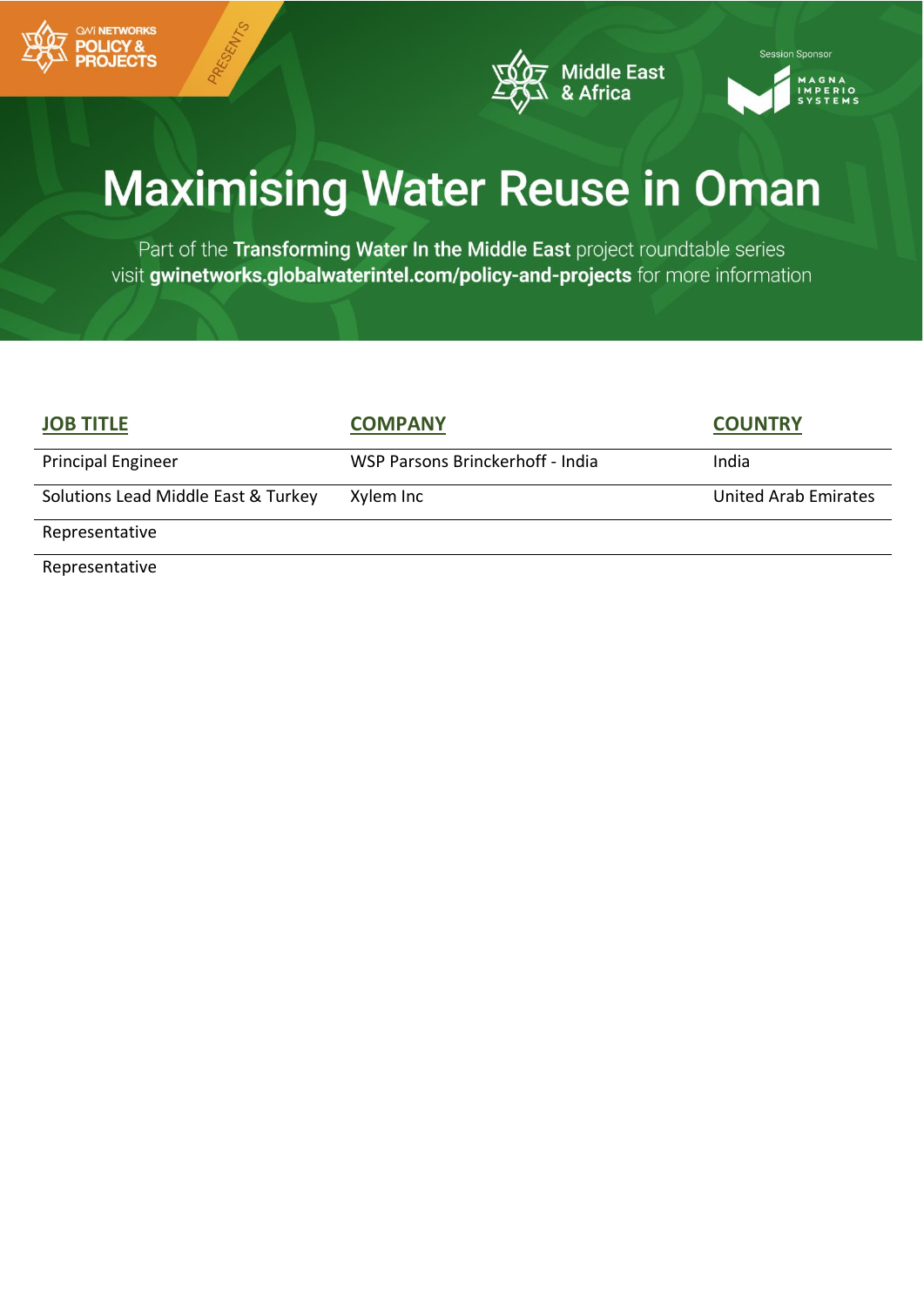QWI NETWORKS POLICY & PROJECTS PRESENTS

Middle East & Africa

Session Sponsor MAGNA IMPERIO SYSTEMS

# Maximising Water Reuse in Oman

Part of the **Transforming Water In the Middle East** project roundtable series visit **gwinetworks.globalwaterintel.com/policy-and-projects** for more information

| JOB TITLE | COMPANY | COUNTRY |
|---|---|---|
| Principal Engineer | WSP Parsons Brinckerhoff - India | India |
| Solutions Lead Middle East & Turkey | Xylem Inc | United Arab Emirates |
| Representative | | |
| Representative | | |